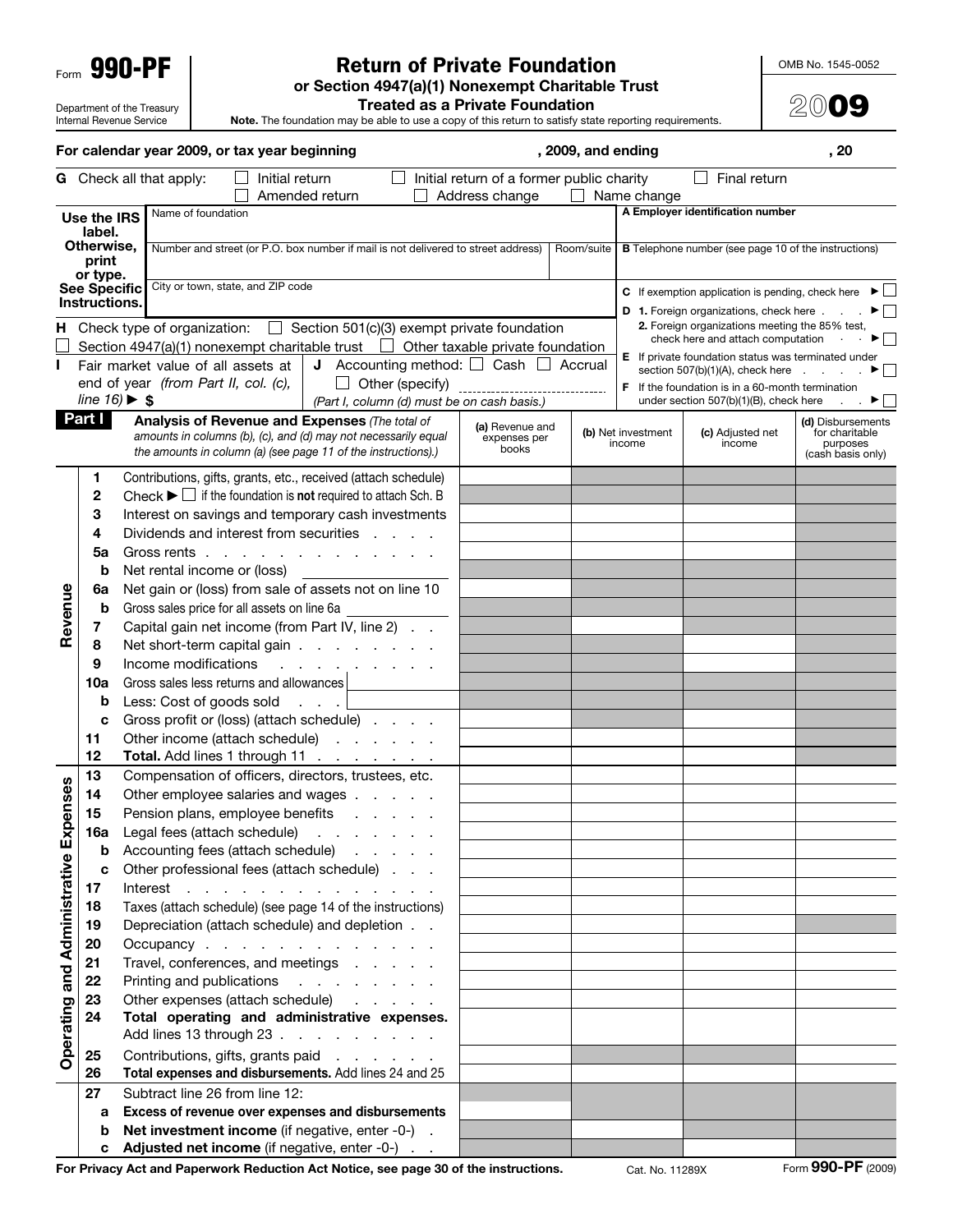Form **990-PF**

Department of the Treasury
Internal Revenue Service

# Return of Private Foundation

**or Section 4947(a)(1) Nonexempt Charitable Trust**
**Treated as a Private Foundation**

**Note.** The foundation may be able to use a copy of this return to satisfy state reporting requirements.

OMB No. 1545-0052

**2009**

**For calendar year 2009, or tax year beginning , 2009, and ending , 20**

**G** Check all that apply: ☐ Initial return ☐ Initial return of a former public charity ☐ Final return ☐ Amended return ☐ Address change ☐ Name change

**Use the IRS label. Otherwise, print or type. See Specific Instructions.**

Name of foundation

Number and street (or P.O. box number if mail is not delivered to street address) | Room/suite

City or town, state, and ZIP code

**A** Employer identification number

**B** Telephone number (see page 10 of the instructions)

**C** If exemption application is pending, check here ► ☐

**D 1.** Foreign organizations, check here ► ☐

**2.** Foreign organizations meeting the 85% test, check here and attach computation ► ☐

**E** If private foundation status was terminated under section 507(b)(1)(A), check here ► ☐

**F** If the foundation is in a 60-month termination under section 507(b)(1)(B), check here ► ☐

**H** Check type of organization: ☐ Section 501(c)(3) exempt private foundation ☐ Section 4947(a)(1) nonexempt charitable trust ☐ Other taxable private foundation

**I** Fair market value of all assets at end of year *(from Part II, col. (c), line 16)* ► $

**J** Accounting method: ☐ Cash ☐ Accrual ☐ Other (specify) *(Part I, column (d) must be on cash basis.)*

## Part I Analysis of Revenue and Expenses

*(The total of amounts in columns (b), (c), and (d) may not necessarily equal the amounts in column (a) (see page 11 of the instructions).)*

| | | | (a) Revenue and expenses per books | (b) Net investment income | (c) Adjusted net income | (d) Disbursements for charitable purposes (cash basis only) |
|---|---|---|---|---|---|---|
| Revenue | 1 | Contributions, gifts, grants, etc., received (attach schedule) | | | | |
| | 2 | Check ► ☐ if the foundation is **not** required to attach Sch. B | | | | |
| | 3 | Interest on savings and temporary cash investments | | | | |
| | 4 | Dividends and interest from securities | | | | |
| | 5a | Gross rents | | | | |
| | b | Net rental income or (loss) | | | | |
| | 6a | Net gain or (loss) from sale of assets not on line 10 | | | | |
| | b | Gross sales price for all assets on line 6a | | | | |
| | 7 | Capital gain net income (from Part IV, line 2) | | | | |
| | 8 | Net short-term capital gain | | | | |
| | 9 | Income modifications | | | | |
| | 10a | Gross sales less returns and allowances | | | | |
| | b | Less: Cost of goods sold | | | | |
| | c | Gross profit or (loss) (attach schedule) | | | | |
| | 11 | Other income (attach schedule) | | | | |
| | 12 | **Total.** Add lines 1 through 11 | | | | |
| Operating and Administrative Expenses | 13 | Compensation of officers, directors, trustees, etc. | | | | |
| | 14 | Other employee salaries and wages | | | | |
| | 15 | Pension plans, employee benefits | | | | |
| | 16a | Legal fees (attach schedule) | | | | |
| | b | Accounting fees (attach schedule) | | | | |
| | c | Other professional fees (attach schedule) | | | | |
| | 17 | Interest | | | | |
| | 18 | Taxes (attach schedule) (see page 14 of the instructions) | | | | |
| | 19 | Depreciation (attach schedule) and depletion | | | | |
| | 20 | Occupancy | | | | |
| | 21 | Travel, conferences, and meetings | | | | |
| | 22 | Printing and publications | | | | |
| | 23 | Other expenses (attach schedule) | | | | |
| | 24 | **Total operating and administrative expenses.** Add lines 13 through 23 | | | | |
| | 25 | Contributions, gifts, grants paid | | | | |
| | 26 | **Total expenses and disbursements.** Add lines 24 and 25 | | | | |
| | 27 | Subtract line 26 from line 12: | | | | |
| | a | **Excess of revenue over expenses and disbursements** | | | | |
| | b | **Net investment income** (if negative, enter -0-) | | | | |
| | c | **Adjusted net income** (if negative, enter -0-) | | | | |

**For Privacy Act and Paperwork Reduction Act Notice, see page 30 of the instructions.** Cat. No. 11289X Form **990-PF** (2009)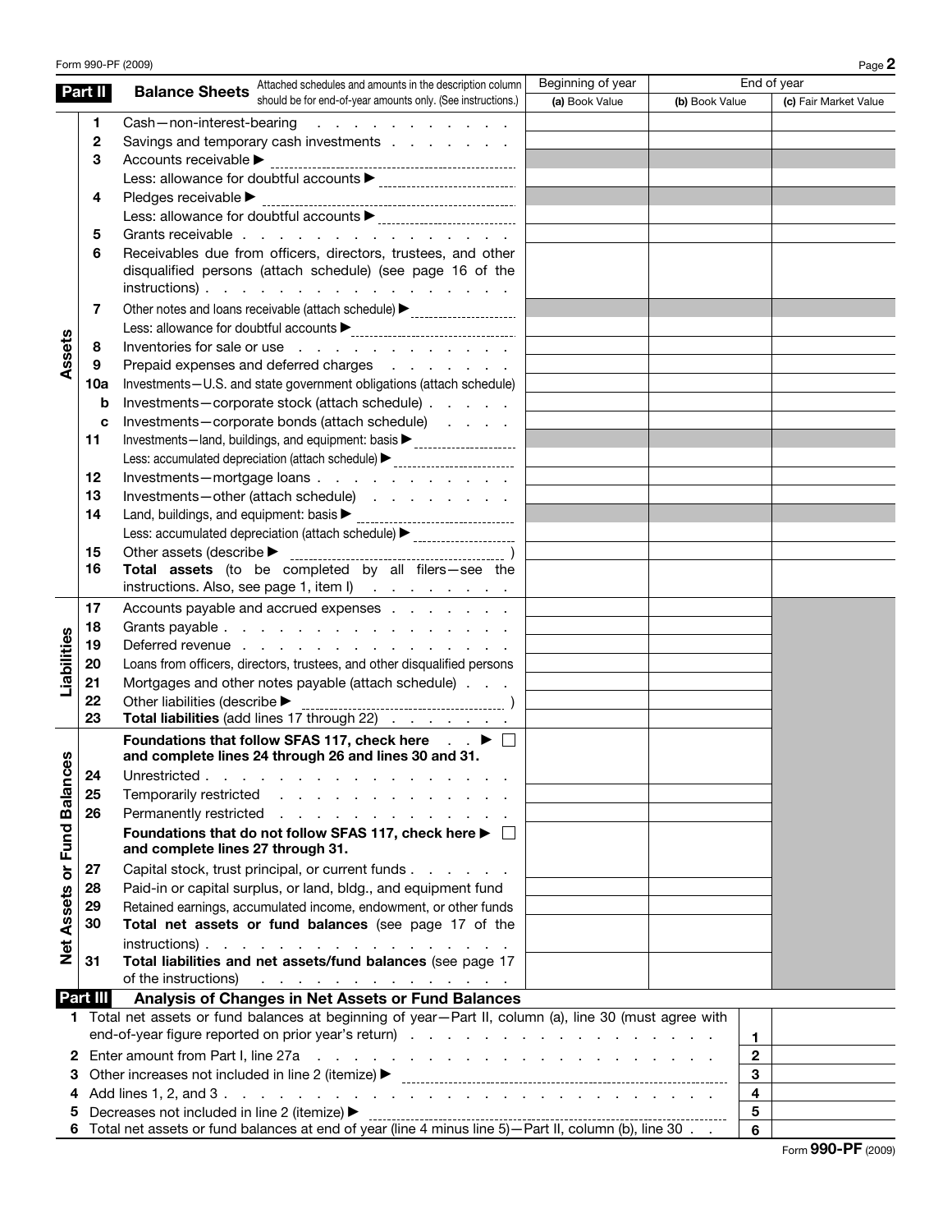Form 990-PF (2009)

## Part II Balance Sheets

*Attached schedules and amounts in the description column should be for end-of-year amounts only. (See instructions.)*

| | | | Beginning of year | End of year | |
|---|---|---|---|---|---|
| | | | (a) Book Value | (b) Book Value | (c) Fair Market Value |
| Assets | 1 | Cash—non-interest-bearing | | | |
| | 2 | Savings and temporary cash investments | | | |
| | 3 | Accounts receivable ► | | | |
| | | Less: allowance for doubtful accounts ► | | | |
| | 4 | Pledges receivable ► | | | |
| | | Less: allowance for doubtful accounts ► | | | |
| | 5 | Grants receivable | | | |
| | 6 | Receivables due from officers, directors, trustees, and other disqualified persons (attach schedule) (see page 16 of the instructions) | | | |
| | 7 | Other notes and loans receivable (attach schedule) ► | | | |
| | | Less: allowance for doubtful accounts ► | | | |
| | 8 | Inventories for sale or use | | | |
| | 9 | Prepaid expenses and deferred charges | | | |
| | 10a | Investments—U.S. and state government obligations (attach schedule) | | | |
| | b | Investments—corporate stock (attach schedule) | | | |
| | c | Investments—corporate bonds (attach schedule) | | | |
| | 11 | Investments—land, buildings, and equipment: basis ► | | | |
| | | Less: accumulated depreciation (attach schedule) ► | | | |
| | 12 | Investments—mortgage loans | | | |
| | 13 | Investments—other (attach schedule) | | | |
| | 14 | Land, buildings, and equipment: basis ► | | | |
| | | Less: accumulated depreciation (attach schedule) ► | | | |
| | 15 | Other assets (describe ► ) | | | |
| | 16 | **Total assets** (to be completed by all filers—see the instructions. Also, see page 1, item I) | | | |
| Liabilities | 17 | Accounts payable and accrued expenses | | | |
| | 18 | Grants payable | | | |
| | 19 | Deferred revenue | | | |
| | 20 | Loans from officers, directors, trustees, and other disqualified persons | | | |
| | 21 | Mortgages and other notes payable (attach schedule) | | | |
| | 22 | Other liabilities (describe ► ) | | | |
| | 23 | **Total liabilities** (add lines 17 through 22) | | | |
| Net Assets or Fund Balances | | **Foundations that follow SFAS 117, check here ► ☐ and complete lines 24 through 26 and lines 30 and 31.** | | | |
| | 24 | Unrestricted | | | |
| | 25 | Temporarily restricted | | | |
| | 26 | Permanently restricted | | | |
| | | **Foundations that do not follow SFAS 117, check here ► ☐ and complete lines 27 through 31.** | | | |
| | 27 | Capital stock, trust principal, or current funds | | | |
| | 28 | Paid-in or capital surplus, or land, bldg., and equipment fund | | | |
| | 29 | Retained earnings, accumulated income, endowment, or other funds | | | |
| | 30 | **Total net assets or fund balances** (see page 17 of the instructions) | | | |
| | 31 | **Total liabilities and net assets/fund balances** (see page 17 of the instructions) | | | |

## Part III Analysis of Changes in Net Assets or Fund Balances

| | | | |
|---|---|---|---|
| 1 | Total net assets or fund balances at beginning of year—Part II, column (a), line 30 (must agree with end-of-year figure reported on prior year's return) | 1 | |
| 2 | Enter amount from Part I, line 27a | 2 | |
| 3 | Other increases not included in line 2 (itemize) ► | 3 | |
| 4 | Add lines 1, 2, and 3 | 4 | |
| 5 | Decreases not included in line 2 (itemize) ► | 5 | |
| 6 | Total net assets or fund balances at end of year (line 4 minus line 5)—Part II, column (b), line 30 | 6 | |

Form **990-PF** (2009)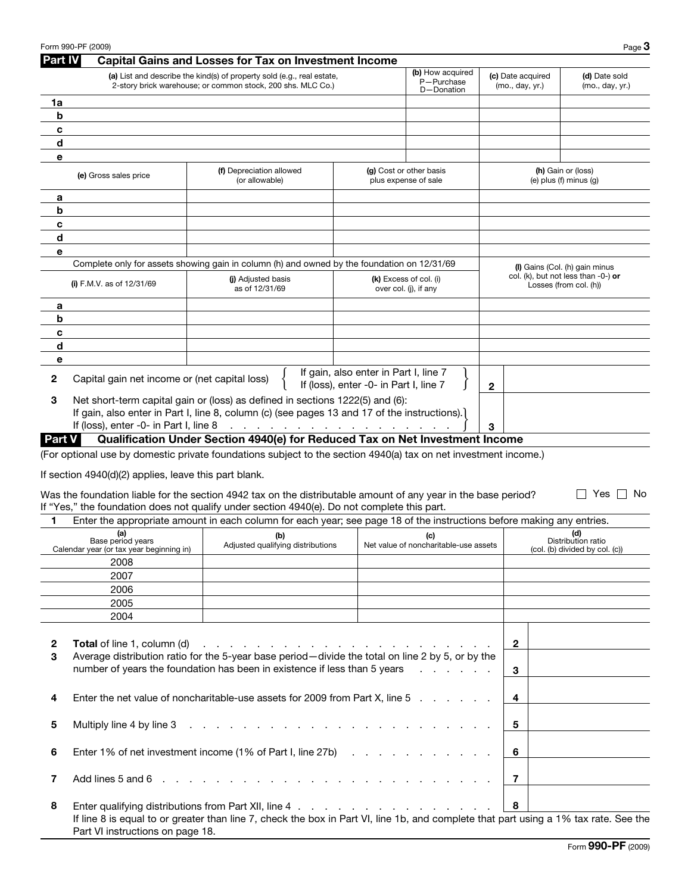## Part IV Capital Gains and Losses for Tax on Investment Income

| | (a) List and describe the kind(s) of property sold (e.g., real estate, 2-story brick warehouse; or common stock, 200 shs. MLC Co.) | (b) How acquired P—Purchase D—Donation | (c) Date acquired (mo., day, yr.) | (d) Date sold (mo., day, yr.) |
|---|---|---|---|---|
| 1a | | | | |
| b | | | | |
| c | | | | |
| d | | | | |
| e | | | | |

| | (e) Gross sales price | (f) Depreciation allowed (or allowable) | (g) Cost or other basis plus expense of sale | (h) Gain or (loss) (e) plus (f) minus (g) |
|---|---|---|---|---|
| a | | | | |
| b | | | | |
| c | | | | |
| d | | | | |
| e | | | | |

Complete only for assets showing gain in column (h) and owned by the foundation on 12/31/69

| | (i) F.M.V. as of 12/31/69 | (j) Adjusted basis as of 12/31/69 | (k) Excess of col. (i) over col. (j), if any | (l) Gains (Col. (h) gain minus col. (k), but not less than -0-) **or** Losses (from col. (h)) |
|---|---|---|---|---|
| a | | | | |
| b | | | | |
| c | | | | |
| d | | | | |
| e | | | | |

**2** Capital gain net income or (net capital loss) { If gain, also enter in Part I, line 7; If (loss), enter -0- in Part I, line 7 } **2** ______

**3** Net short-term capital gain or (loss) as defined in sections 1222(5) and (6):
If gain, also enter in Part I, line 8, column (c) (see pages 13 and 17 of the instructions).
If (loss), enter -0- in Part I, line 8 . . . . . . . . . . . . . . . . . . . . **3** ______

## Part V Qualification Under Section 4940(e) for Reduced Tax on Net Investment Income

(For optional use by domestic private foundations subject to the section 4940(a) tax on net investment income.)

If section 4940(d)(2) applies, leave this part blank.

Was the foundation liable for the section 4942 tax on the distributable amount of any year in the base period? ☐ Yes ☐ No
If "Yes," the foundation does not qualify under section 4940(e). Do not complete this part.

**1** Enter the appropriate amount in each column for each year; see page 18 of the instructions before making any entries.

| (a) Base period years Calendar year (or tax year beginning in) | (b) Adjusted qualifying distributions | (c) Net value of noncharitable-use assets | (d) Distribution ratio (col. (b) divided by col. (c)) |
|---|---|---|---|
| 2008 | | | |
| 2007 | | | |
| 2006 | | | |
| 2005 | | | |
| 2004 | | | |

| | | Line | Amount |
|---|---|---|---|
| 2 | **Total** of line 1, column (d) . . . . . . . . . . . . . . . . . . . . . . . | 2 | |
| 3 | Average distribution ratio for the 5-year base period—divide the total on line 2 by 5, or by the number of years the foundation has been in existence if less than 5 years . . . . . . | 3 | |
| 4 | Enter the net value of noncharitable-use assets for 2009 from Part X, line 5 . . . . . . | 4 | |
| 5 | Multiply line 4 by line 3 . . . . . . . . . . . . . . . . . . . . . . . | 5 | |
| 6 | Enter 1% of net investment income (1% of Part I, line 27b) . . . . . . . . . . | 6 | |
| 7 | Add lines 5 and 6 . . . . . . . . . . . . . . . . . . . . . . . . | 7 | |
| 8 | Enter qualifying distributions from Part XII, line 4 . . . . . . . . . . . . . . . | 8 | |

If line 8 is equal to or greater than line 7, check the box in Part VI, line 1b, and complete that part using a 1% tax rate. See the Part VI instructions on page 18.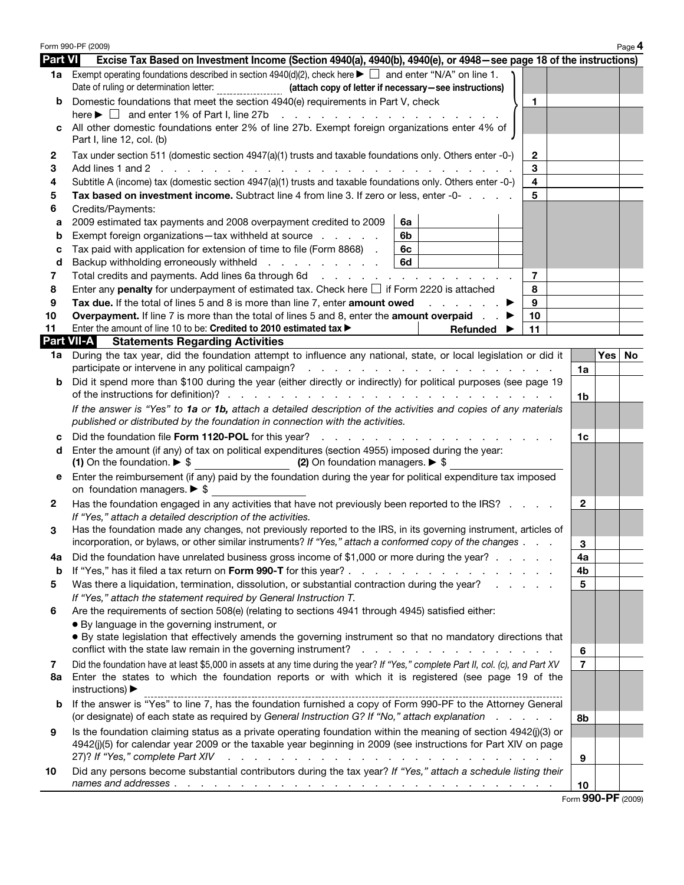Form 990-PF (2009)

## Part VI — Excise Tax Based on Investment Income (Section 4940(a), 4940(b), 4940(e), or 4948—see page 18 of the instructions)

| | | | |
|---|---|---|---|
| **1a** | Exempt operating foundations described in section 4940(d)(2), check here ▶ ☐ and enter "N/A" on line 1. Date of ruling or determination letter: ________ **(attach copy of letter if necessary—see instructions)** | | |
| **b** | Domestic foundations that meet the section 4940(e) requirements in Part V, check here ▶ ☐ and enter 1% of Part I, line 27b | 1 | |
| **c** | All other domestic foundations enter 2% of line 27b. Exempt foreign organizations enter 4% of Part I, line 12, col. (b) | | |
| **2** | Tax under section 511 (domestic section 4947(a)(1) trusts and taxable foundations only. Others enter -0-) | 2 | |
| **3** | Add lines 1 and 2 | 3 | |
| **4** | Subtitle A (income) tax (domestic section 4947(a)(1) trusts and taxable foundations only. Others enter -0-) | 4 | |
| **5** | **Tax based on investment income.** Subtract line 4 from line 3. If zero or less, enter -0- | 5 | |
| **6** | Credits/Payments: | | |
| **a** | 2009 estimated tax payments and 2008 overpayment credited to 2009 — 6a | | |
| **b** | Exempt foreign organizations—tax withheld at source — 6b | | |
| **c** | Tax paid with application for extension of time to file (Form 8868) — 6c | | |
| **d** | Backup withholding erroneously withheld — 6d | | |
| **7** | Total credits and payments. Add lines 6a through 6d | 7 | |
| **8** | Enter any **penalty** for underpayment of estimated tax. Check here ☐ if Form 2220 is attached | 8 | |
| **9** | **Tax due.** If the total of lines 5 and 8 is more than line 7, enter **amount owed** ▶ | 9 | |
| **10** | **Overpayment.** If line 7 is more than the total of lines 5 and 8, enter the **amount overpaid** ▶ | 10 | |
| **11** | Enter the amount of line 10 to be: **Credited to 2010 estimated tax** ▶ ______ **Refunded** ▶ | 11 | |

## Part VII-A — Statements Regarding Activities

| | | | Yes | No |
|---|---|---|---|---|
| **1a** | During the tax year, did the foundation attempt to influence any national, state, or local legislation or did it participate or intervene in any political campaign? | 1a | | |
| **b** | Did it spend more than $100 during the year (either directly or indirectly) for political purposes (see page 19 of the instructions for definition)? | 1b | | |
| | *If the answer is "Yes" to **1a** or **1b**, attach a detailed description of the activities and copies of any materials published or distributed by the foundation in connection with the activities.* | | | |
| **c** | Did the foundation file **Form 1120-POL** for this year? | 1c | | |
| **d** | Enter the amount (if any) of tax on political expenditures (section 4955) imposed during the year: **(1)** On the foundation. ▶ $ ______ **(2)** On foundation managers. ▶ $ ______ | | | |
| **e** | Enter the reimbursement (if any) paid by the foundation during the year for political expenditure tax imposed on foundation managers. ▶ $ ______ | | | |
| **2** | Has the foundation engaged in any activities that have not previously been reported to the IRS? *If "Yes," attach a detailed description of the activities.* | 2 | | |
| **3** | Has the foundation made any changes, not previously reported to the IRS, in its governing instrument, articles of incorporation, or bylaws, or other similar instruments? *If "Yes," attach a conformed copy of the changes* | 3 | | |
| **4a** | Did the foundation have unrelated business gross income of $1,000 or more during the year? | 4a | | |
| **b** | If "Yes," has it filed a tax return on **Form 990-T** for this year? | 4b | | |
| **5** | Was there a liquidation, termination, dissolution, or substantial contraction during the year? *If "Yes," attach the statement required by General Instruction T.* | 5 | | |
| **6** | Are the requirements of section 508(e) (relating to sections 4941 through 4945) satisfied either: • By language in the governing instrument, or • By state legislation that effectively amends the governing instrument so that no mandatory directions that conflict with the state law remain in the governing instrument? | 6 | | |
| **7** | Did the foundation have at least $5,000 in assets at any time during the year? *If "Yes," complete Part II, col. (c), and Part XV* | 7 | | |
| **8a** | Enter the states to which the foundation reports or with which it is registered (see page 19 of the instructions) ▶ | | | |
| **b** | If the answer is "Yes" to line 7, has the foundation furnished a copy of Form 990-PF to the Attorney General (or designate) of each state as required by *General Instruction G? If "No," attach explanation* | 8b | | |
| **9** | Is the foundation claiming status as a private operating foundation within the meaning of section 4942(j)(3) or 4942(j)(5) for calendar year 2009 or the taxable year beginning in 2009 (see instructions for Part XIV on page 27)? *If "Yes," complete Part XIV* | 9 | | |
| **10** | Did any persons become substantial contributors during the tax year? *If "Yes," attach a schedule listing their names and addresses* | 10 | | |

Form **990-PF** (2009)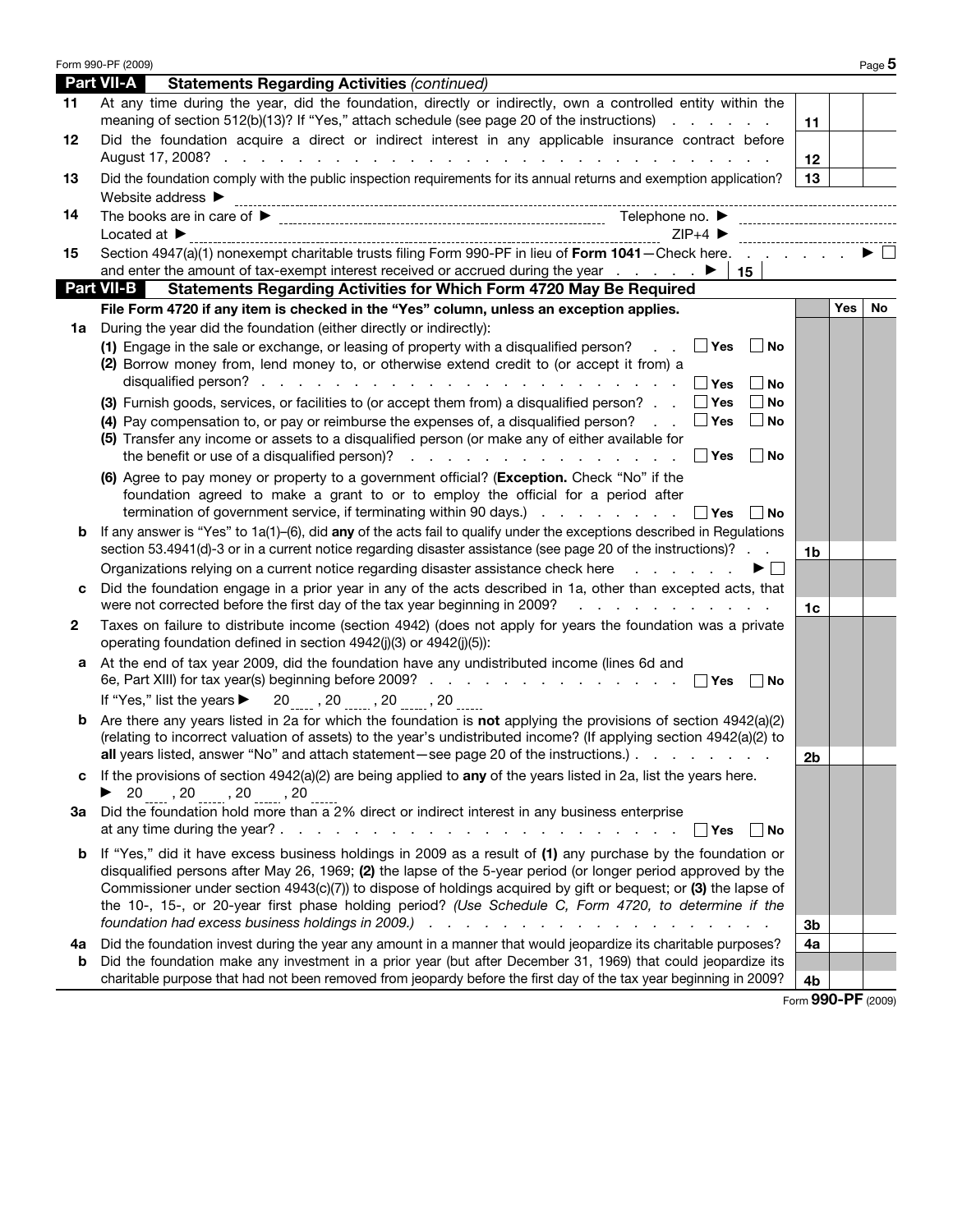## Part VII-A Statements Regarding Activities *(continued)*

| | | | Yes | No |
|---|---|---|---|---|
| **11** | At any time during the year, did the foundation, directly or indirectly, own a controlled entity within the meaning of section 512(b)(13)? If "Yes," attach schedule (see page 20 of the instructions) | 11 | | |
| **12** | Did the foundation acquire a direct or indirect interest in any applicable insurance contract before August 17, 2008? | 12 | | |
| **13** | Did the foundation comply with the public inspection requirements for its annual returns and exemption application? | 13 | | |
| | Website address ► | | | |
| **14** | The books are in care of ► ______ Telephone no. ► ______ | | | |
| | Located at ► ______ ZIP+4 ► ______ | | | |
| **15** | Section 4947(a)(1) nonexempt charitable trusts filing Form 990-PF in lieu of **Form 1041**—Check here ► ☐ and enter the amount of tax-exempt interest received or accrued during the year ► 15 | | | |

## Part VII-B Statements Regarding Activities for Which Form 4720 May Be Required

| | | | Yes | No |
|---|---|---|---|---|
| | **File Form 4720 if any item is checked in the "Yes" column, unless an exception applies.** | | | |
| **1a** | During the year did the foundation (either directly or indirectly): | | | |
| | **(1)** Engage in the sale or exchange, or leasing of property with a disqualified person? ☐ Yes ☐ No | | | |
| | **(2)** Borrow money from, lend money to, or otherwise extend credit to (or accept it from) a disqualified person? ☐ Yes ☐ No | | | |
| | **(3)** Furnish goods, services, or facilities to (or accept them from) a disqualified person? ☐ Yes ☐ No | | | |
| | **(4)** Pay compensation to, or pay or reimburse the expenses of, a disqualified person? ☐ Yes ☐ No | | | |
| | **(5)** Transfer any income or assets to a disqualified person (or make any of either available for the benefit or use of a disqualified person)? ☐ Yes ☐ No | | | |
| | **(6)** Agree to pay money or property to a government official? (**Exception.** Check "No" if the foundation agreed to make a grant to or to employ the official for a period after termination of government service, if terminating within 90 days.) ☐ Yes ☐ No | | | |
| **b** | If any answer is "Yes" to 1a(1)–(6), did **any** of the acts fail to qualify under the exceptions described in Regulations section 53.4941(d)-3 or in a current notice regarding disaster assistance (see page 20 of the instructions)? | 1b | | |
| | Organizations relying on a current notice regarding disaster assistance check here ► ☐ | | | |
| **c** | Did the foundation engage in a prior year in any of the acts described in 1a, other than excepted acts, that were not corrected before the first day of the tax year beginning in 2009? | 1c | | |
| **2** | Taxes on failure to distribute income (section 4942) (does not apply for years the foundation was a private operating foundation defined in section 4942(j)(3) or 4942(j)(5)): | | | |
| **a** | At the end of tax year 2009, did the foundation have any undistributed income (lines 6d and 6e, Part XIII) for tax year(s) beginning before 2009? ☐ Yes ☐ No | | | |
| | If "Yes," list the years ► 20___ , 20___ , 20___ , 20___ | | | |
| **b** | Are there any years listed in 2a for which the foundation is **not** applying the provisions of section 4942(a)(2) (relating to incorrect valuation of assets) to the year's undistributed income? (If applying section 4942(a)(2) to **all** years listed, answer "No" and attach statement—see page 20 of the instructions.) | 2b | | |
| **c** | If the provisions of section 4942(a)(2) are being applied to **any** of the years listed in 2a, list the years here. ► 20___ , 20___ , 20___ , 20___ | | | |
| **3a** | Did the foundation hold more than a 2% direct or indirect interest in any business enterprise at any time during the year? ☐ Yes ☐ No | | | |
| **b** | If "Yes," did it have excess business holdings in 2009 as a result of **(1)** any purchase by the foundation or disqualified persons after May 26, 1969; **(2)** the lapse of the 5-year period (or longer period approved by the Commissioner under section 4943(c)(7)) to dispose of holdings acquired by gift or bequest; or **(3)** the lapse of the 10-, 15-, or 20-year first phase holding period? *(Use Schedule C, Form 4720, to determine if the foundation had excess business holdings in 2009.)* | 3b | | |
| **4a** | Did the foundation invest during the year any amount in a manner that would jeopardize its charitable purposes? | 4a | | |
| **b** | Did the foundation make any investment in a prior year (but after December 31, 1969) that could jeopardize its charitable purpose that had not been removed from jeopardy before the first day of the tax year beginning in 2009? | 4b | | |

Form **990-PF** (2009)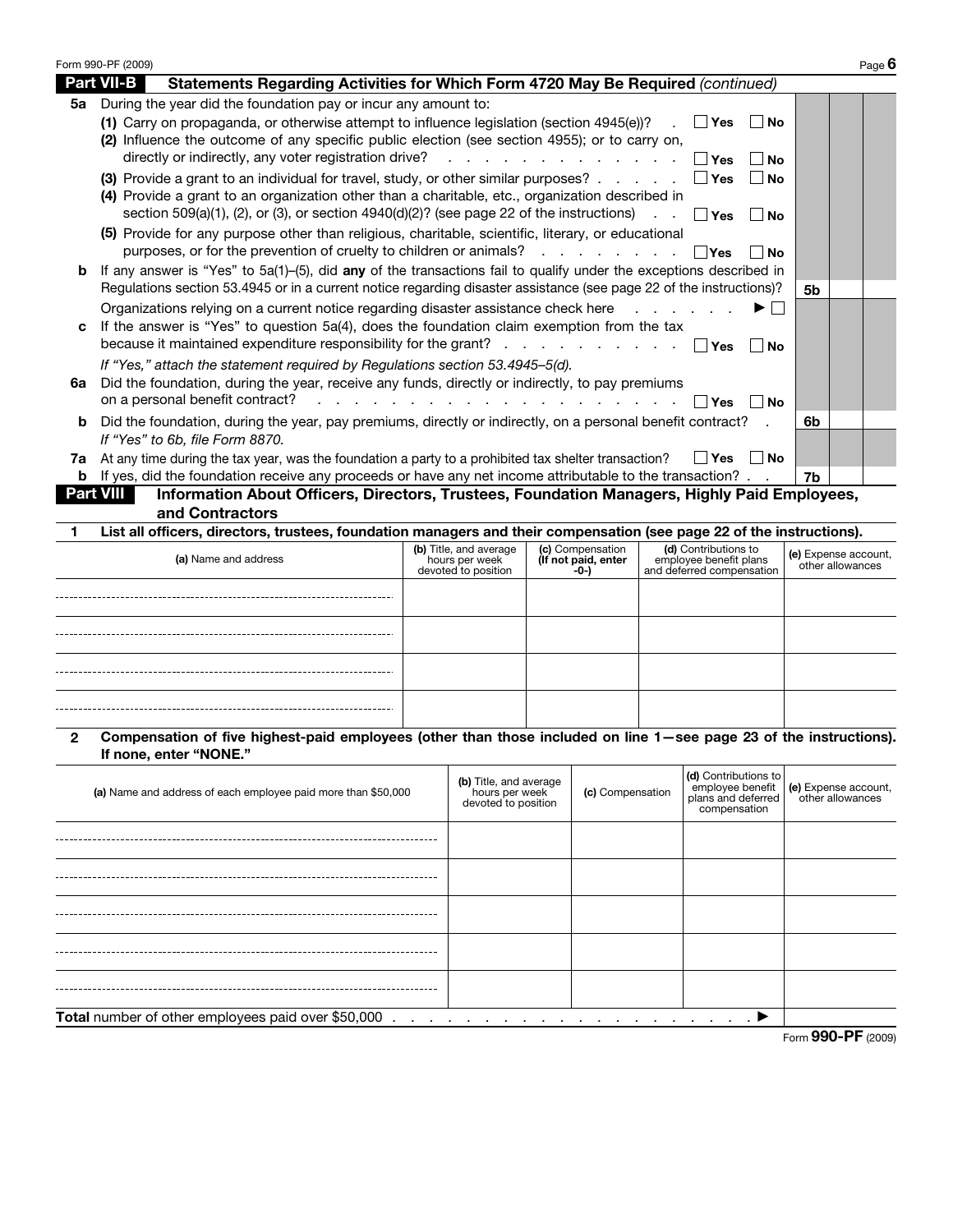Form 990-PF (2009)

## Part VII-B Statements Regarding Activities for Which Form 4720 May Be Required *(continued)*

**5a** During the year did the foundation pay or incur any amount to:

**(1)** Carry on propaganda, or otherwise attempt to influence legislation (section 4945(e))? ☐ Yes ☐ No

**(2)** Influence the outcome of any specific public election (see section 4955); or to carry on, directly or indirectly, any voter registration drive? ☐ Yes ☐ No

**(3)** Provide a grant to an individual for travel, study, or other similar purposes? ☐ Yes ☐ No

**(4)** Provide a grant to an organization other than a charitable, etc., organization described in section 509(a)(1), (2), or (3), or section 4940(d)(2)? (see page 22 of the instructions) ☐ Yes ☐ No

**(5)** Provide for any purpose other than religious, charitable, scientific, literary, or educational purposes, or for the prevention of cruelty to children or animals? ☐ Yes ☐ No

**b** If any answer is "Yes" to 5a(1)–(5), did **any** of the transactions fail to qualify under the exceptions described in Regulations section 53.4945 or in a current notice regarding disaster assistance (see page 22 of the instructions)? **5b**

Organizations relying on a current notice regarding disaster assistance check here ► ☐

**c** If the answer is "Yes" to question 5a(4), does the foundation claim exemption from the tax because it maintained expenditure responsibility for the grant? ☐ Yes ☐ No

*If "Yes," attach the statement required by Regulations section 53.4945–5(d).*

**6a** Did the foundation, during the year, receive any funds, directly or indirectly, to pay premiums on a personal benefit contract? ☐ Yes ☐ No

**b** Did the foundation, during the year, pay premiums, directly or indirectly, on a personal benefit contract? **6b**

*If "Yes" to 6b, file Form 8870.*

**7a** At any time during the tax year, was the foundation a party to a prohibited tax shelter transaction? ☐ Yes ☐ No

**b** If yes, did the foundation receive any proceeds or have any net income attributable to the transaction? **7b**

## Part VIII Information About Officers, Directors, Trustees, Foundation Managers, Highly Paid Employees, and Contractors

**1 List all officers, directors, trustees, foundation managers and their compensation (see page 22 of the instructions).**

| (a) Name and address | (b) Title, and average hours per week devoted to position | (c) Compensation (If not paid, enter -0-) | (d) Contributions to employee benefit plans and deferred compensation | (e) Expense account, other allowances |
|---|---|---|---|---|
| | | | | |
| | | | | |
| | | | | |
| | | | | |

**2 Compensation of five highest-paid employees (other than those included on line 1—see page 23 of the instructions). If none, enter "NONE."**

| (a) Name and address of each employee paid more than $50,000 | (b) Title, and average hours per week devoted to position | (c) Compensation | (d) Contributions to employee benefit plans and deferred compensation | (e) Expense account, other allowances |
|---|---|---|---|---|
| | | | | |
| | | | | |
| | | | | |
| | | | | |
| | | | | |

**Total** number of other employees paid over $50,000 ►

Form **990-PF** (2009)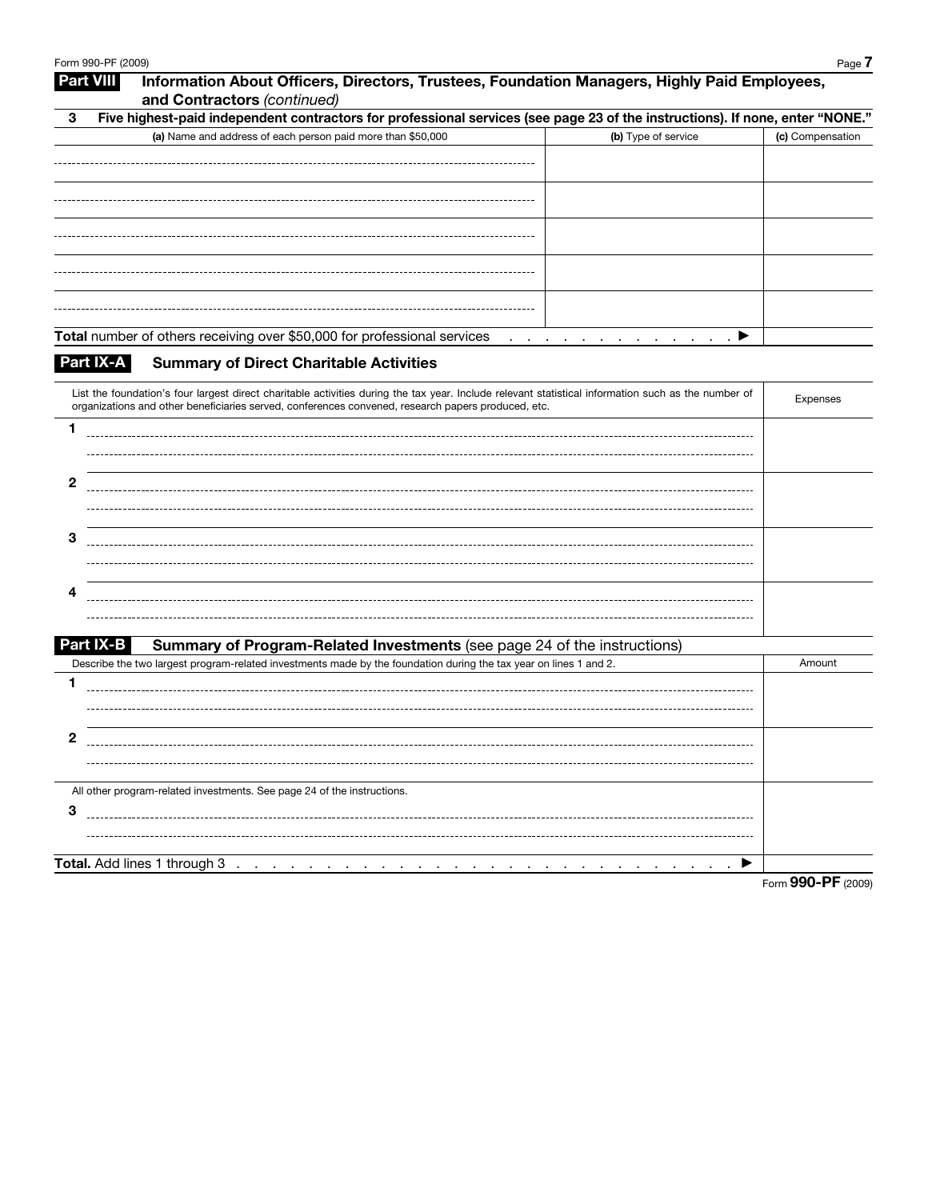## Part VIII Information About Officers, Directors, Trustees, Foundation Managers, Highly Paid Employees, and Contractors *(continued)*

**3 Five highest-paid independent contractors for professional services (see page 23 of the instructions). If none, enter "NONE."**

| **(a)** Name and address of each person paid more than $50,000 | **(b)** Type of service | **(c)** Compensation |
|---|---|---|
| | | |
| | | |
| | | |
| | | |
| | | |
| **Total** number of others receiving over $50,000 for professional services . . . . . . . . . . . . . ▶ | | |

## Part IX-A Summary of Direct Charitable Activities

| List the foundation's four largest direct charitable activities during the tax year. Include relevant statistical information such as the number of organizations and other beneficiaries served, conferences convened, research papers produced, etc. | Expenses |
|---|---|
| 1 | |
| 2 | |
| 3 | |
| 4 | |

## Part IX-B Summary of Program-Related Investments (see page 24 of the instructions)

| Describe the two largest program-related investments made by the foundation during the tax year on lines 1 and 2. | Amount |
|---|---|
| 1 | |
| 2 | |
| All other program-related investments. See page 24 of the instructions. | |
| 3 | |
| **Total.** Add lines 1 through 3 . . . . . . . . . . . . . . . . . . . . . . . . . . . . . . ▶ | |

Form **990-PF** (2009)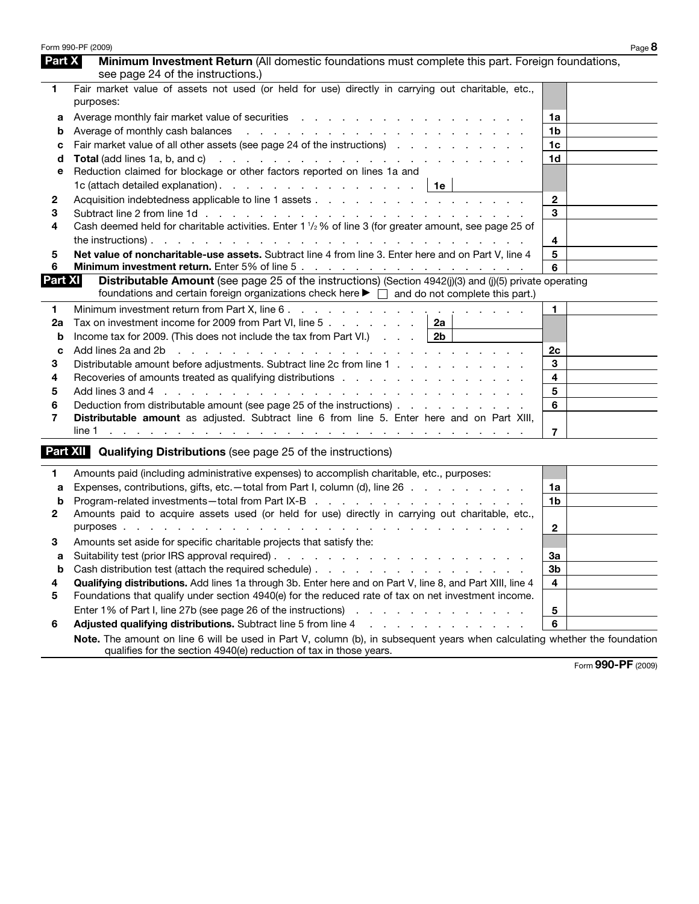## Part X Minimum Investment Return (All domestic foundations must complete this part. Foreign foundations, see page 24 of the instructions.)

| | | | |
|---|---|---|---|
| **1** | Fair market value of assets not used (or held for use) directly in carrying out charitable, etc., purposes: | | |
| a | Average monthly fair market value of securities | 1a | |
| b | Average of monthly cash balances | 1b | |
| c | Fair market value of all other assets (see page 24 of the instructions) | 1c | |
| d | **Total** (add lines 1a, b, and c) | 1d | |
| e | Reduction claimed for blockage or other factors reported on lines 1a and 1c (attach detailed explanation) . . . **1e** | | |
| **2** | Acquisition indebtedness applicable to line 1 assets | 2 | |
| **3** | Subtract line 2 from line 1d | 3 | |
| **4** | Cash deemed held for charitable activities. Enter 1 ½ % of line 3 (for greater amount, see page 25 of the instructions) | 4 | |
| **5** | **Net value of noncharitable-use assets.** Subtract line 4 from line 3. Enter here and on Part V, line 4 | 5 | |
| **6** | **Minimum investment return.** Enter 5% of line 5 | 6 | |

## Part XI Distributable Amount (see page 25 of the instructions) (Section 4942(j)(3) and (j)(5) private operating foundations and certain foreign organizations check here ▶ ☐ and do not complete this part.)

| | | | |
|---|---|---|---|
| **1** | Minimum investment return from Part X, line 6 | 1 | |
| **2a** | Tax on investment income for 2009 from Part VI, line 5 . . . **2a** | | |
| b | Income tax for 2009. (This does not include the tax from Part VI.) . . . **2b** | | |
| c | Add lines 2a and 2b | 2c | |
| **3** | Distributable amount before adjustments. Subtract line 2c from line 1 | 3 | |
| **4** | Recoveries of amounts treated as qualifying distributions | 4 | |
| **5** | Add lines 3 and 4 | 5 | |
| **6** | Deduction from distributable amount (see page 25 of the instructions) | 6 | |
| **7** | **Distributable amount** as adjusted. Subtract line 6 from line 5. Enter here and on Part XIII, line 1 | 7 | |

## Part XII Qualifying Distributions (see page 25 of the instructions)

| | | | |
|---|---|---|---|
| **1** | Amounts paid (including administrative expenses) to accomplish charitable, etc., purposes: | | |
| a | Expenses, contributions, gifts, etc.—total from Part I, column (d), line 26 | 1a | |
| b | Program-related investments—total from Part IX-B | 1b | |
| **2** | Amounts paid to acquire assets used (or held for use) directly in carrying out charitable, etc., purposes | 2 | |
| **3** | Amounts set aside for specific charitable projects that satisfy the: | | |
| a | Suitability test (prior IRS approval required) | 3a | |
| b | Cash distribution test (attach the required schedule) | 3b | |
| **4** | **Qualifying distributions.** Add lines 1a through 3b. Enter here and on Part V, line 8, and Part XIII, line 4 | 4 | |
| **5** | Foundations that qualify under section 4940(e) for the reduced rate of tax on net investment income. Enter 1% of Part I, line 27b (see page 26 of the instructions) | 5 | |
| **6** | **Adjusted qualifying distributions.** Subtract line 5 from line 4 | 6 | |

**Note.** The amount on line 6 will be used in Part V, column (b), in subsequent years when calculating whether the foundation qualifies for the section 4940(e) reduction of tax in those years.

Form **990-PF** (2009)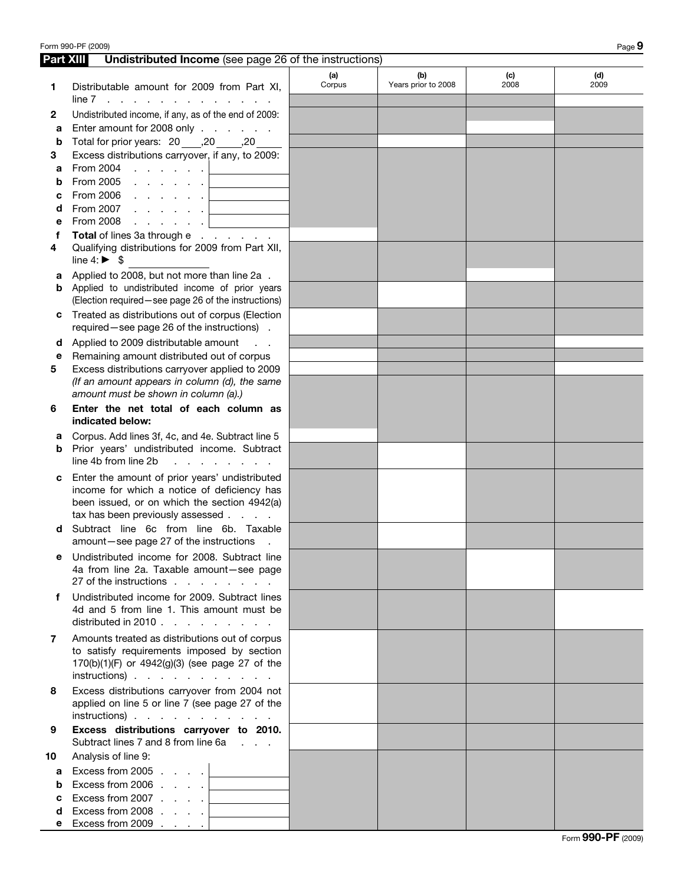## Part XIII Undistributed Income (see page 26 of the instructions)

| | | (a) Corpus | (b) Years prior to 2008 | (c) 2008 | (d) 2009 |
|---|---|---|---|---|---|
| **1** | Distributable amount for 2009 from Part XI, line 7 | | | | |
| **2** | Undistributed income, if any, as of the end of 2009: | | | | |
| **a** | Enter amount for 2008 only | | | | |
| **b** | Total for prior years: 20 ___ ,20 ___ ,20 ___ | | | | |
| **3** | Excess distributions carryover, if any, to 2009: | | | | |
| **a** | From 2004 | | | | |
| **b** | From 2005 | | | | |
| **c** | From 2006 | | | | |
| **d** | From 2007 | | | | |
| **e** | From 2008 | | | | |
| **f** | **Total** of lines 3a through e | | | | |
| **4** | Qualifying distributions for 2009 from Part XII, line 4: ▶ $ | | | | |
| **a** | Applied to 2008, but not more than line 2a | | | | |
| **b** | Applied to undistributed income of prior years (Election required—see page 26 of the instructions) | | | | |
| **c** | Treated as distributions out of corpus (Election required—see page 26 of the instructions) | | | | |
| **d** | Applied to 2009 distributable amount | | | | |
| **e** | Remaining amount distributed out of corpus | | | | |
| **5** | Excess distributions carryover applied to 2009 *(If an amount appears in column (d), the same amount must be shown in column (a).)* | | | | |
| **6** | **Enter the net total of each column as indicated below:** | | | | |
| **a** | Corpus. Add lines 3f, 4c, and 4e. Subtract line 5 | | | | |
| **b** | Prior years' undistributed income. Subtract line 4b from line 2b | | | | |
| **c** | Enter the amount of prior years' undistributed income for which a notice of deficiency has been issued, or on which the section 4942(a) tax has been previously assessed | | | | |
| **d** | Subtract line 6c from line 6b. Taxable amount—see page 27 of the instructions | | | | |
| **e** | Undistributed income for 2008. Subtract line 4a from line 2a. Taxable amount—see page 27 of the instructions | | | | |
| **f** | Undistributed income for 2009. Subtract lines 4d and 5 from line 1. This amount must be distributed in 2010 | | | | |
| **7** | Amounts treated as distributions out of corpus to satisfy requirements imposed by section 170(b)(1)(F) or 4942(g)(3) (see page 27 of the instructions) | | | | |
| **8** | Excess distributions carryover from 2004 not applied on line 5 or line 7 (see page 27 of the instructions) | | | | |
| **9** | **Excess distributions carryover to 2010.** Subtract lines 7 and 8 from line 6a | | | | |
| **10** | Analysis of line 9: | | | | |
| **a** | Excess from 2005 | | | | |
| **b** | Excess from 2006 | | | | |
| **c** | Excess from 2007 | | | | |
| **d** | Excess from 2008 | | | | |
| **e** | Excess from 2009 | | | | |

Form **990-PF** (2009)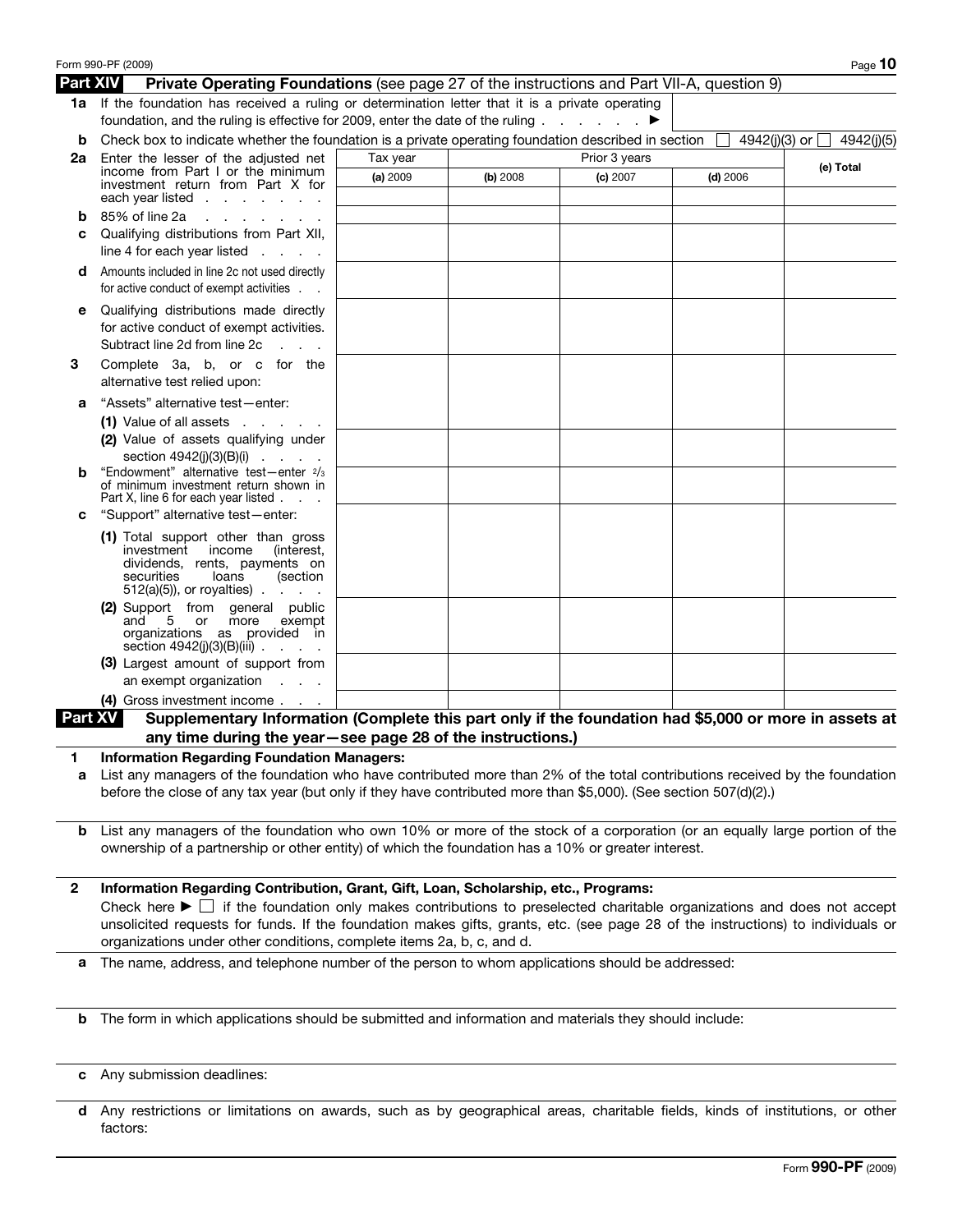Form 990-PF (2009)

## Part XIV Private Operating Foundations (see page 27 of the instructions and Part VII-A, question 9)

**1a** If the foundation has received a ruling or determination letter that it is a private operating foundation, and the ruling is effective for 2009, enter the date of the ruling . . . . . . . ▶

**b** Check box to indicate whether the foundation is a private operating foundation described in section ☐ 4942(j)(3) or ☐ 4942(j)(5)

| | Tax year | Prior 3 years | | | (e) Total |
|---|---|---|---|---|---|
| | (a) 2009 | (b) 2008 | (c) 2007 | (d) 2006 | |
| **2a** Enter the lesser of the adjusted net income from Part I or the minimum investment return from Part X for each year listed . . . . . . . . | | | | | |
| **b** 85% of line 2a . . . . . . . . | | | | | |
| **c** Qualifying distributions from Part XII, line 4 for each year listed . . . . | | | | | |
| **d** Amounts included in line 2c not used directly for active conduct of exempt activities . . | | | | | |
| **e** Qualifying distributions made directly for active conduct of exempt activities. Subtract line 2d from line 2c . . . | | | | | |
| **3** Complete 3a, b, or c for the alternative test relied upon: | | | | | |
| **a** "Assets" alternative test—enter: (1) Value of all assets . . . . . . | | | | | |
| (2) Value of assets qualifying under section 4942(j)(3)(B)(i) . . . . | | | | | |
| **b** "Endowment" alternative test—enter 2/3 of minimum investment return shown in Part X, line 6 for each year listed . . . | | | | | |
| **c** "Support" alternative test—enter: (1) Total support other than gross investment income (interest, dividends, rents, payments on securities loans (section 512(a)(5)), or royalties) . . . . | | | | | |
| (2) Support from general public and 5 or more exempt organizations as provided in section 4942(j)(3)(B)(iii) . . . . | | | | | |
| (3) Largest amount of support from an exempt organization . . . | | | | | |
| (4) Gross investment income . . . | | | | | |

## Part XV Supplementary Information (Complete this part only if the foundation had $5,000 or more in assets at any time during the year—see page 28 of the instructions.)

**1 Information Regarding Foundation Managers:**

**a** List any managers of the foundation who have contributed more than 2% of the total contributions received by the foundation before the close of any tax year (but only if they have contributed more than $5,000). (See section 507(d)(2).)

**b** List any managers of the foundation who own 10% or more of the stock of a corporation (or an equally large portion of the ownership of a partnership or other entity) of which the foundation has a 10% or greater interest.

**2 Information Regarding Contribution, Grant, Gift, Loan, Scholarship, etc., Programs:**

Check here ▶ ☐ if the foundation only makes contributions to preselected charitable organizations and does not accept unsolicited requests for funds. If the foundation makes gifts, grants, etc. (see page 28 of the instructions) to individuals or organizations under other conditions, complete items 2a, b, c, and d.

**a** The name, address, and telephone number of the person to whom applications should be addressed:

**b** The form in which applications should be submitted and information and materials they should include:

**c** Any submission deadlines:

**d** Any restrictions or limitations on awards, such as by geographical areas, charitable fields, kinds of institutions, or other factors:

Form **990-PF** (2009)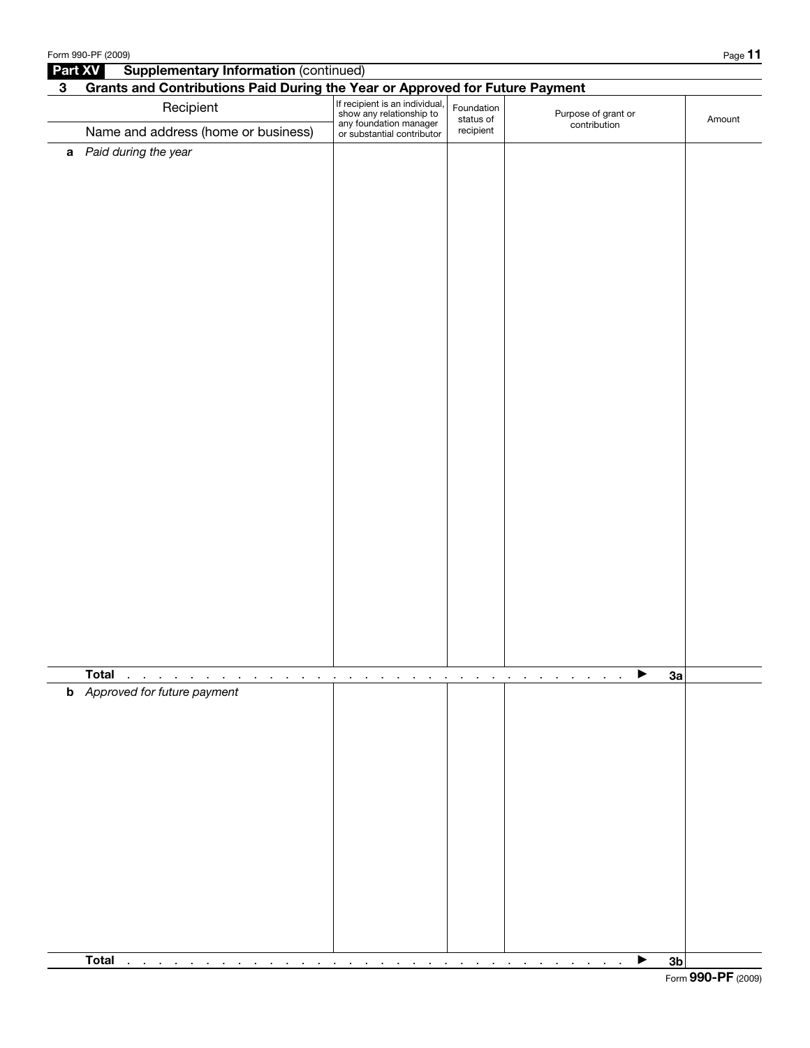## Part XV Supplementary Information (continued)

### 3 Grants and Contributions Paid During the Year or Approved for Future Payment

| Recipient<br>Name and address (home or business) | If recipient is an individual, show any relationship to any foundation manager or substantial contributor | Foundation status of recipient | Purpose of grant or contribution | Amount |
|---|---|---|---|---|
| **a** *Paid during the year* | | | | |
| **Total** . . . . . . . . . . . . . . . . . . . . . . . . . . . . . . ▶ **3a** | | | | |
| **b** *Approved for future payment* | | | | |
| **Total** . . . . . . . . . . . . . . . . . . . . . . . . . . . . . . ▶ **3b** | | | | |

Form **990-PF** (2009)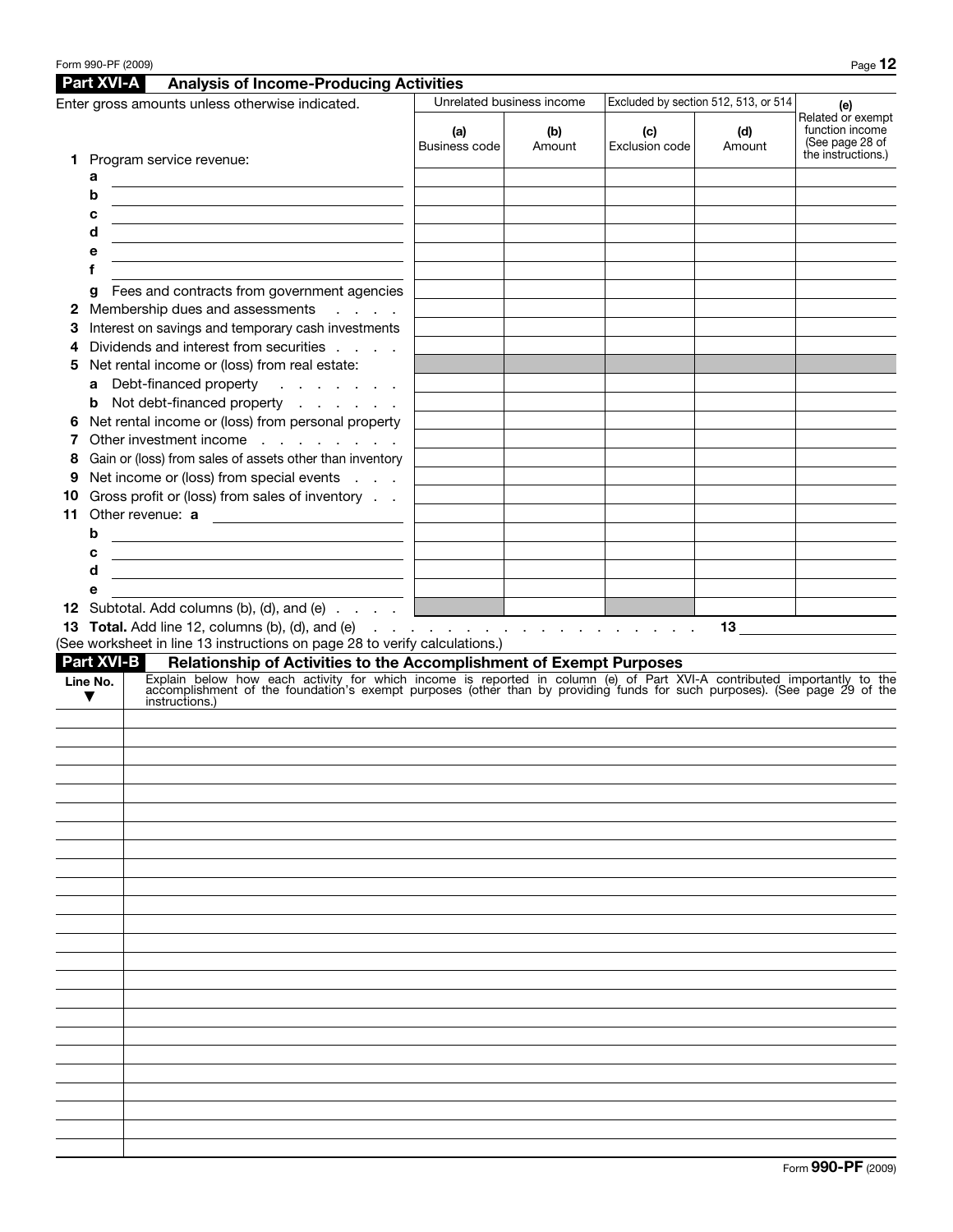## Part XVI-A Analysis of Income-Producing Activities

| Enter gross amounts unless otherwise indicated. | Unrelated business income | | Excluded by section 512, 513, or 514 | | (e) Related or exempt function income (See page 28 of the instructions.) |
|---|---|---|---|---|---|
| | (a) Business code | (b) Amount | (c) Exclusion code | (d) Amount | |
| **1** Program service revenue: | | | | | |
| a | | | | | |
| b | | | | | |
| c | | | | | |
| d | | | | | |
| e | | | | | |
| f | | | | | |
| g Fees and contracts from government agencies | | | | | |
| **2** Membership dues and assessments | | | | | |
| **3** Interest on savings and temporary cash investments | | | | | |
| **4** Dividends and interest from securities | | | | | |
| **5** Net rental income or (loss) from real estate: | | | | | |
| a Debt-financed property | | | | | |
| b Not debt-financed property | | | | | |
| **6** Net rental income or (loss) from personal property | | | | | |
| **7** Other investment income | | | | | |
| **8** Gain or (loss) from sales of assets other than inventory | | | | | |
| **9** Net income or (loss) from special events | | | | | |
| **10** Gross profit or (loss) from sales of inventory | | | | | |
| **11** Other revenue: a | | | | | |
| b | | | | | |
| c | | | | | |
| d | | | | | |
| e | | | | | |
| **12** Subtotal. Add columns (b), (d), and (e) | | | | | |

**13 Total.** Add line 12, columns (b), (d), and (e) . . . . . . . . . . . . . . . . **13** ____________

(See worksheet in line 13 instructions on page 28 to verify calculations.)

## Part XVI-B Relationship of Activities to the Accomplishment of Exempt Purposes

| Line No. ▼ | Explain below how each activity for which income is reported in column (e) of Part XVI-A contributed importantly to the accomplishment of the foundation's exempt purposes (other than by providing funds for such purposes). (See page 29 of the instructions.) |
|---|---|
| | |
| | |
| | |
| | |
| | |
| | |
| | |
| | |
| | |
| | |
| | |
| | |
| | |
| | |
| | |
| | |
| | |
| | |
| | |
| | |
| | |
| | |
| | |
| | |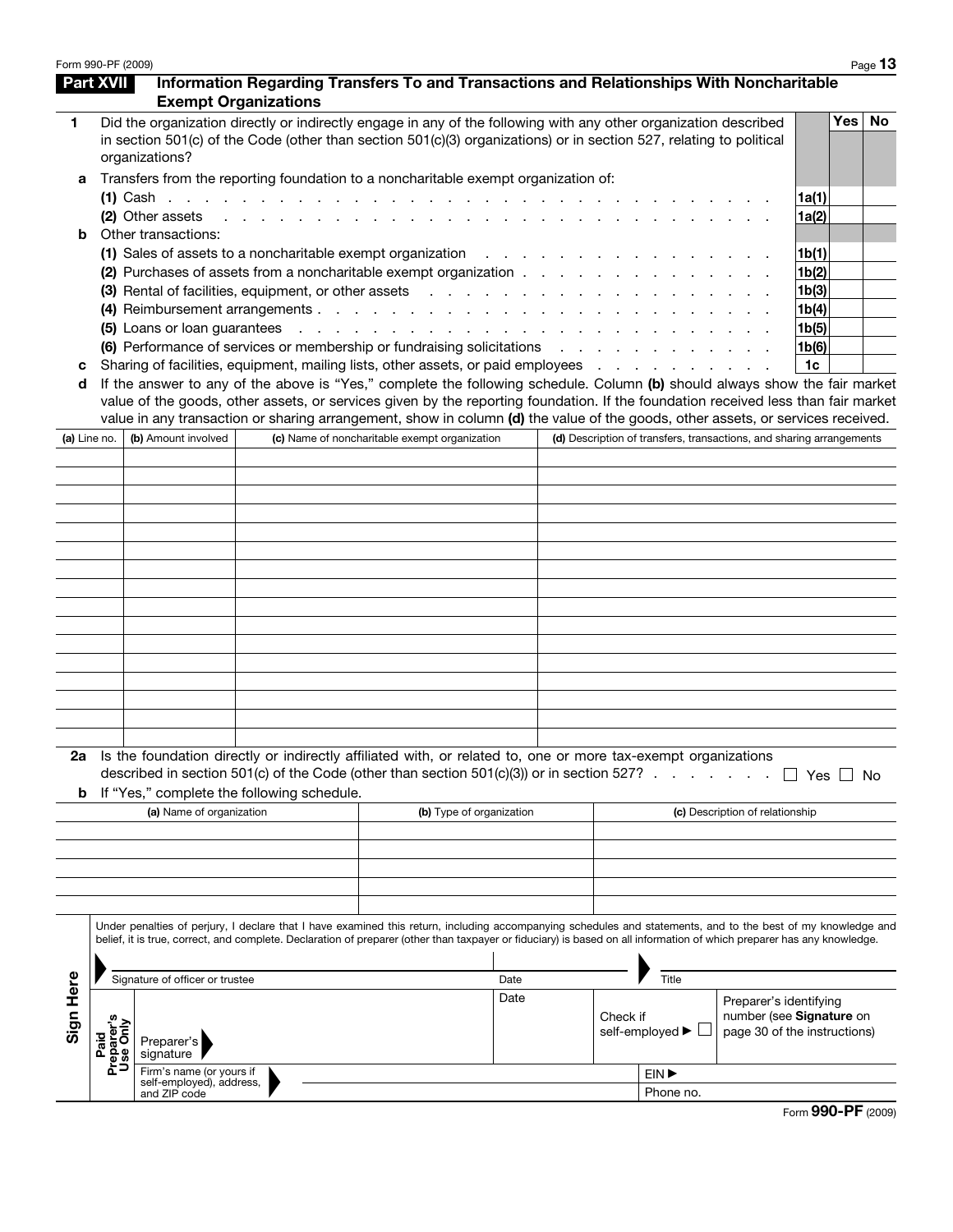## Part XVII Information Regarding Transfers To and Transactions and Relationships With Noncharitable Exempt Organizations

**1** Did the organization directly or indirectly engage in any of the following with any other organization described in section 501(c) of the Code (other than section 501(c)(3) organizations) or in section 527, relating to political organizations?

| | | | Yes | No |
|---|---|---|---|---|
| **a** | Transfers from the reporting foundation to a noncharitable exempt organization of: | | | |
| | **(1)** Cash | 1a(1) | | |
| | **(2)** Other assets | 1a(2) | | |
| **b** | Other transactions: | | | |
| | **(1)** Sales of assets to a noncharitable exempt organization | 1b(1) | | |
| | **(2)** Purchases of assets from a noncharitable exempt organization | 1b(2) | | |
| | **(3)** Rental of facilities, equipment, or other assets | 1b(3) | | |
| | **(4)** Reimbursement arrangements | 1b(4) | | |
| | **(5)** Loans or loan guarantees | 1b(5) | | |
| | **(6)** Performance of services or membership or fundraising solicitations | 1b(6) | | |
| **c** | Sharing of facilities, equipment, mailing lists, other assets, or paid employees | 1c | | |

**d** If the answer to any of the above is "Yes," complete the following schedule. Column **(b)** should always show the fair market value of the goods, other assets, or services given by the reporting foundation. If the foundation received less than fair market value in any transaction or sharing arrangement, show in column **(d)** the value of the goods, other assets, or services received.

| (a) Line no. | (b) Amount involved | (c) Name of noncharitable exempt organization | (d) Description of transfers, transactions, and sharing arrangements |
|---|---|---|---|
| | | | |
| | | | |
| | | | |
| | | | |
| | | | |
| | | | |
| | | | |
| | | | |
| | | | |
| | | | |
| | | | |
| | | | |
| | | | |
| | | | |
| | | | |
| | | | |

**2a** Is the foundation directly or indirectly affiliated with, or related to, one or more tax-exempt organizations described in section 501(c) of the Code (other than section 501(c)(3)) or in section 527? ☐ Yes ☐ No

**b** If "Yes," complete the following schedule.

| (a) Name of organization | (b) Type of organization | (c) Description of relationship |
|---|---|---|
| | | |
| | | |
| | | |
| | | |
| | | |

**Sign Here**

Under penalties of perjury, I declare that I have examined this return, including accompanying schedules and statements, and to the best of my knowledge and belief, it is true, correct, and complete. Declaration of preparer (other than taxpayer or fiduciary) is based on all information of which preparer has any knowledge.

Signature of officer or trustee | Date | Title

**Paid Preparer's Use Only**

| | | | |
|---|---|---|---|
| Preparer's signature | Date | Check if self-employed ▶ ☐ | Preparer's identifying number (see **Signature** on page 30 of the instructions) |
| Firm's name (or yours if self-employed), address, and ZIP code | | EIN ▶ | |
| | | Phone no. | |

Form **990-PF** (2009)